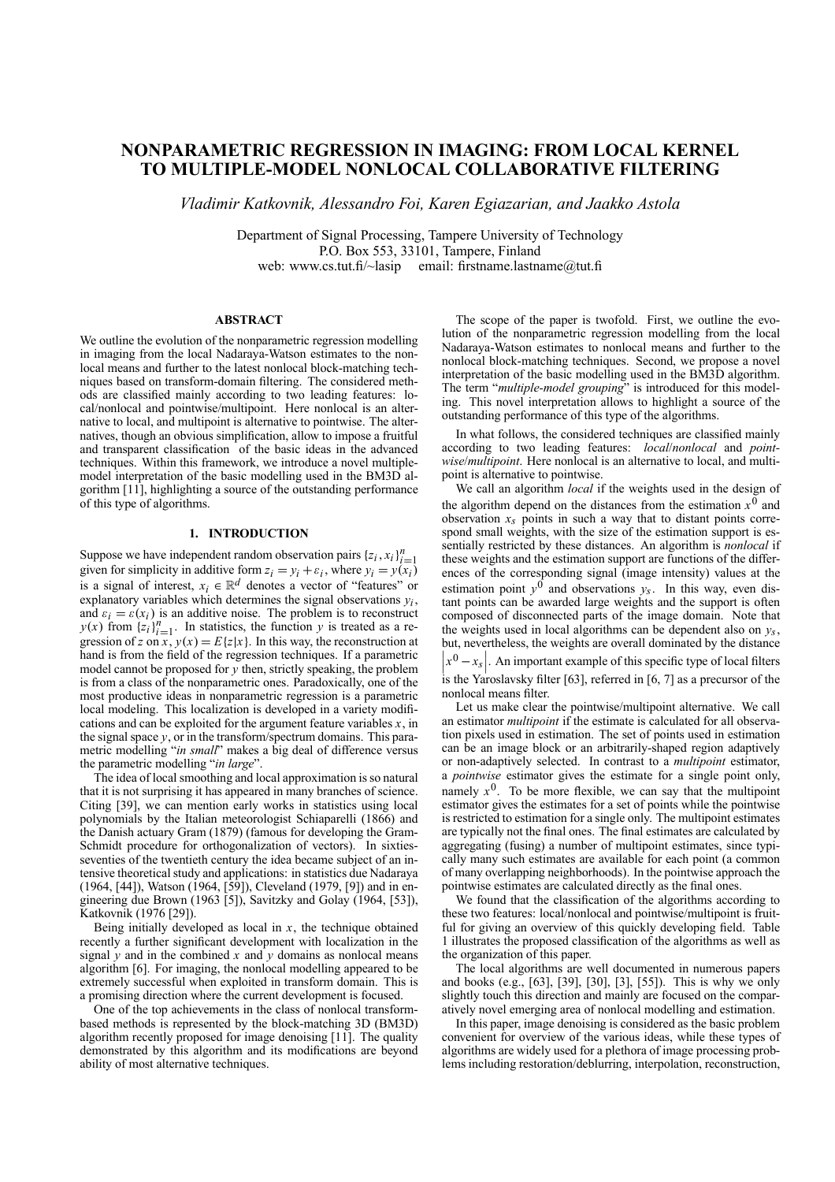# NONPARAMETRIC REGRESSION IN IMAGING: FROM LOCAL KERNEL TO MULTIPLE-MODEL NONLOCAL COLLABORATIVE FILTERING

*Vladimir Katkovnik, Alessandro Foi, Karen Egiazarian, and Jaakko Astola*

Department of Signal Processing, Tampere University of Technology
P.O. Box 553, 33101, Tampere, Finland
web: www.cs.tut.fi/~lasip email: firstname.lastname@tut.fi

## ABSTRACT

We outline the evolution of the nonparametric regression modelling in imaging from the local Nadaraya-Watson estimates to the nonlocal means and further to the latest nonlocal block-matching techniques based on transform-domain filtering. The considered methods are classified mainly according to two leading features: local/nonlocal and pointwise/multipoint. Here nonlocal is an alternative to local, and multipoint is alternative to pointwise. The alternatives, though an obvious simplification, allow to impose a fruitful and transparent classification of the basic ideas in the advanced techniques. Within this framework, we introduce a novel multiple-model interpretation of the basic modelling used in the BM3D algorithm [11], highlighting a source of the outstanding performance of this type of algorithms.

## 1. INTRODUCTION

Suppose we have independent random observation pairs $\{z_i, x_i\}_{i=1}^n$ given for simplicity in additive form $z_i = y_i + \varepsilon_i$, where $y_i = y(x_i)$ is a signal of interest, $x_i \in \mathbb{R}^d$ denotes a vector of "features" or explanatory variables which determines the signal observations $y_i$, and $\varepsilon_i = \varepsilon(x_i)$ is an additive noise. The problem is to reconstruct $y(x)$ from $\{z_i\}_{i=1}^n$. In statistics, the function $y$ is treated as a regression of $z$ on $x$, $y(x) = E\{z|x\}$. In this way, the reconstruction at hand is from the field of the regression techniques. If a parametric model cannot be proposed for $y$ then, strictly speaking, the problem is from a class of the nonparametric ones. Paradoxically, one of the most productive ideas in nonparametric regression is a parametric local modeling. This localization is developed in a variety modifications and can be exploited for the argument feature variables $x$, in the signal space $y$, or in the transform/spectrum domains. This parametric modelling "*in small*" makes a big deal of difference versus the parametric modelling "*in large*".

The idea of local smoothing and local approximation is so natural that it is not surprising it has appeared in many branches of science. Citing [39], we can mention early works in statistics using local polynomials by the Italian meteorologist Schiaparelli (1866) and the Danish actuary Gram (1879) (famous for developing the Gram-Schmidt procedure for orthogonalization of vectors). In sixties-seventies of the twentieth century the idea became subject of an intensive theoretical study and applications: in statistics due Nadaraya (1964, [44]), Watson (1964, [59]), Cleveland (1979, [9]) and in engineering due Brown (1963 [5]), Savitzky and Golay (1964, [53]), Katkovnik (1976 [29]).

Being initially developed as local in $x$, the technique obtained recently a further significant development with localization in the signal $y$ and in the combined $x$ and $y$ domains as nonlocal means algorithm [6]. For imaging, the nonlocal modelling appeared to be extremely successful when exploited in transform domain. This is a promising direction where the current development is focused.

One of the top achievements in the class of nonlocal transform-based methods is represented by the block-matching 3D (BM3D) algorithm recently proposed for image denoising [11]. The quality demonstrated by this algorithm and its modifications are beyond ability of most alternative techniques.

The scope of the paper is twofold. First, we outline the evolution of the nonparametric regression modelling from the local Nadaraya-Watson estimates to nonlocal means and further to the nonlocal block-matching techniques. Second, we propose a novel interpretation of the basic modelling used in the BM3D algorithm. The term "*multiple-model grouping*" is introduced for this modeling. This novel interpretation allows to highlight a source of the outstanding performance of this type of the algorithms.

In what follows, the considered techniques are classified mainly according to two leading features: *local*/*nonlocal* and *pointwise*/*multipoint*. Here nonlocal is an alternative to local, and multipoint is alternative to pointwise.

We call an algorithm *local* if the weights used in the design of the algorithm depend on the distances from the estimation $x^0$ and observation $x_s$ points in such a way that to distant points correspond small weights, with the size of the estimation support is essentially restricted by these distances. An algorithm is *nonlocal* if these weights and the estimation support are functions of the differences of the corresponding signal (image intensity) values at the estimation point $y^0$ and observations $y_s$. In this way, even distant points can be awarded large weights and the support is often composed of disconnected parts of the image domain. Note that the weights used in local algorithms can be dependent also on $y_s$, but, nevertheless, the weights are overall dominated by the distance $\left|x^0 - x_s\right|$. An important example of this specific type of local filters is the Yaroslavsky filter [63], referred in [6, 7] as a precursor of the nonlocal means filter.

Let us make clear the pointwise/multipoint alternative. We call an estimator *multipoint* if the estimate is calculated for all observation pixels used in estimation. The set of points used in estimation can be an image block or an arbitrarily-shaped region adaptively or non-adaptively selected. In contrast to a *multipoint* estimator, a *pointwise* estimator gives the estimate for a single point only, namely $x^0$. To be more flexible, we can say that the multipoint estimator gives the estimates for a set of points while the pointwise is restricted to estimation for a single only. The multipoint estimates are typically not the final ones. The final estimates are calculated by aggregating (fusing) a number of multipoint estimates, since typically many such estimates are available for each point (a common of many overlapping neighborhoods). In the pointwise approach the pointwise estimates are calculated directly as the final ones.

We found that the classification of the algorithms according to these two features: local/nonlocal and pointwise/multipoint is fruitful for giving an overview of this quickly developing field. Table 1 illustrates the proposed classification of the algorithms as well as the organization of this paper.

The local algorithms are well documented in numerous papers and books (e.g., [63], [39], [30], [3], [55]). This is why we only slightly touch this direction and mainly are focused on the comparatively novel emerging area of nonlocal modelling and estimation.

In this paper, image denoising is considered as the basic problem convenient for overview of the various ideas, while these types of algorithms are widely used for a plethora of image processing problems including restoration/deblurring, interpolation, reconstruction,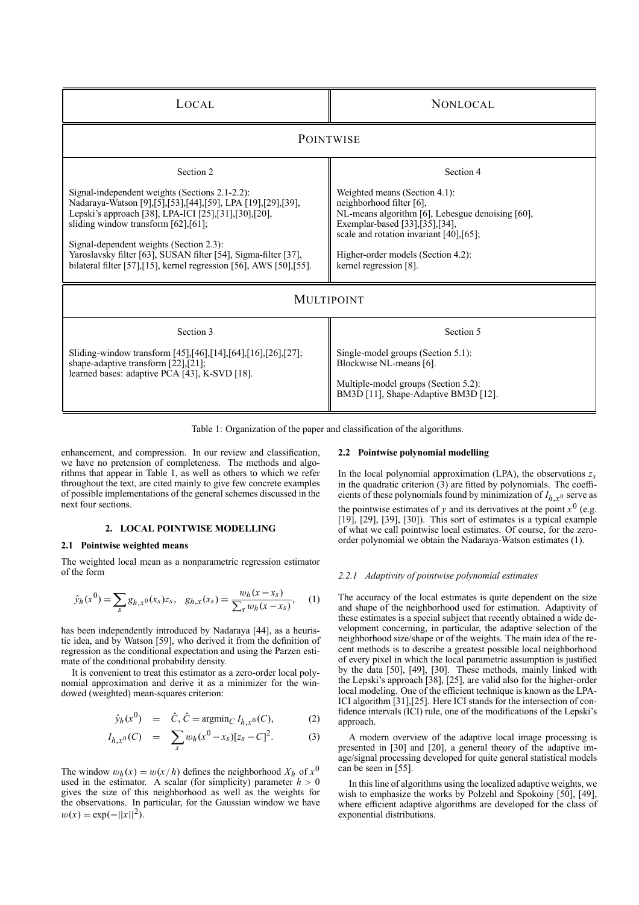| LOCAL | NONLOCAL |
|---|---|
| **POINTWISE** | |
| Section 2<br><br>Signal-independent weights (Sections 2.1-2.2):<br>Nadaraya-Watson [9],[5],[53],[44],[59], LPA [19],[29],[39],<br>Lepski's approach [38], LPA-ICI [25],[31],[30],[20],<br>sliding window transform [62],[61];<br><br>Signal-dependent weights (Section 2.3):<br>Yaroslavsky filter [63], SUSAN filter [54], Sigma-filter [37],<br>bilateral filter [57],[15], kernel regression [56], AWS [50],[55]. | Section 4<br><br>Weighted means (Section 4.1):<br>neighborhood filter [6],<br>NL-means algorithm [6], Lebesgue denoising [60],<br>Exemplar-based [33],[35],[34],<br>scale and rotation invariant [40],[65];<br><br>Higher-order models (Section 4.2):<br>kernel regression [8]. |
| **MULTIPOINT** | |
| Section 3<br><br>Sliding-window transform [45],[46],[14],[64],[16],[26],[27];<br>shape-adaptive transform [22],[21];<br>learned bases: adaptive PCA [43], K-SVD [18]. | Section 5<br><br>Single-model groups (Section 5.1):<br>Blockwise NL-means [6].<br><br>Multiple-model groups (Section 5.2):<br>BM3D [11], Shape-Adaptive BM3D [12]. |

Table 1: Organization of the paper and classification of the algorithms.

enhancement, and compression. In our review and classification, we have no pretension of completeness. The methods and algorithms that appear in Table 1, as well as others to which we refer throughout the text, are cited mainly to give few concrete examples of possible implementations of the general schemes discussed in the next four sections.

## 2. LOCAL POINTWISE MODELLING

### 2.1 Pointwise weighted means

The weighted local mean as a nonparametric regression estimator of the form

$$\hat{y}_h(x^0) = \sum_s g_{h,x^0}(x_s) z_s, \quad g_{h,x}(x_s) = \frac{w_h(x - x_s)}{\sum_s w_h(x - x_s)}, \tag{1}$$

has been independently introduced by Nadaraya [44], as a heuristic idea, and by Watson [59], who derived it from the definition of regression as the conditional expectation and using the Parzen estimate of the conditional probability density.

It is convenient to treat this estimator as a zero-order local polynomial approximation and derive it as a minimizer for the windowed (weighted) mean-squares criterion:

$$\hat{y}_h(x^0) = \hat{C}, \hat{C} = \text{argmin}_C \, I_{h,x^0}(C), \tag{2}$$

$$I_{h,x^0}(C) = \sum_s w_h(x^0 - x_s)[z_s - C]^2. \tag{3}$$

The window $w_h(x) = w(x/h)$ defines the neighborhood $X_h$ of $x^0$ used in the estimator. A scalar (for simplicity) parameter $h > 0$ gives the size of this neighborhood as well as the weights for the observations. In particular, for the Gaussian window we have $w(x) = \exp(-||x||^2)$.

### 2.2 Pointwise polynomial modelling

In the local polynomial approximation (LPA), the observations $z_s$ in the quadratic criterion (3) are fitted by polynomials. The coefficients of these polynomials found by minimization of $I_{h,x^0}$ serve as the pointwise estimates of $y$ and its derivatives at the point $x^0$ (e.g. [19], [29], [39], [30]). This sort of estimates is a typical example of what we call pointwise local estimates. Of course, for the zero-order polynomial we obtain the Nadaraya-Watson estimates (1).

#### 2.2.1 *Adaptivity of pointwise polynomial estimates*

The accuracy of the local estimates is quite dependent on the size and shape of the neighborhood used for estimation. Adaptivity of these estimates is a special subject that recently obtained a wide development concerning, in particular, the adaptive selection of the neighborhood size/shape or of the weights. The main idea of the recent methods is to describe a greatest possible local neighborhood of every pixel in which the local parametric assumption is justified by the data [50], [49], [30]. These methods, mainly linked with the Lepski's approach [38], [25], are valid also for the higher-order local modeling. One of the efficient technique is known as the LPA-ICI algorithm [31],[25]. Here ICI stands for the intersection of confidence intervals (ICI) rule, one of the modifications of the Lepski's approach.

A modern overview of the adaptive local image processing is presented in [30] and [20], a general theory of the adaptive image/signal processing developed for quite general statistical models can be seen in [55].

In this line of algorithms using the localized adaptive weights, we wish to emphasize the works by Polzehl and Spokoiny [50], [49], where efficient adaptive algorithms are developed for the class of exponential distributions.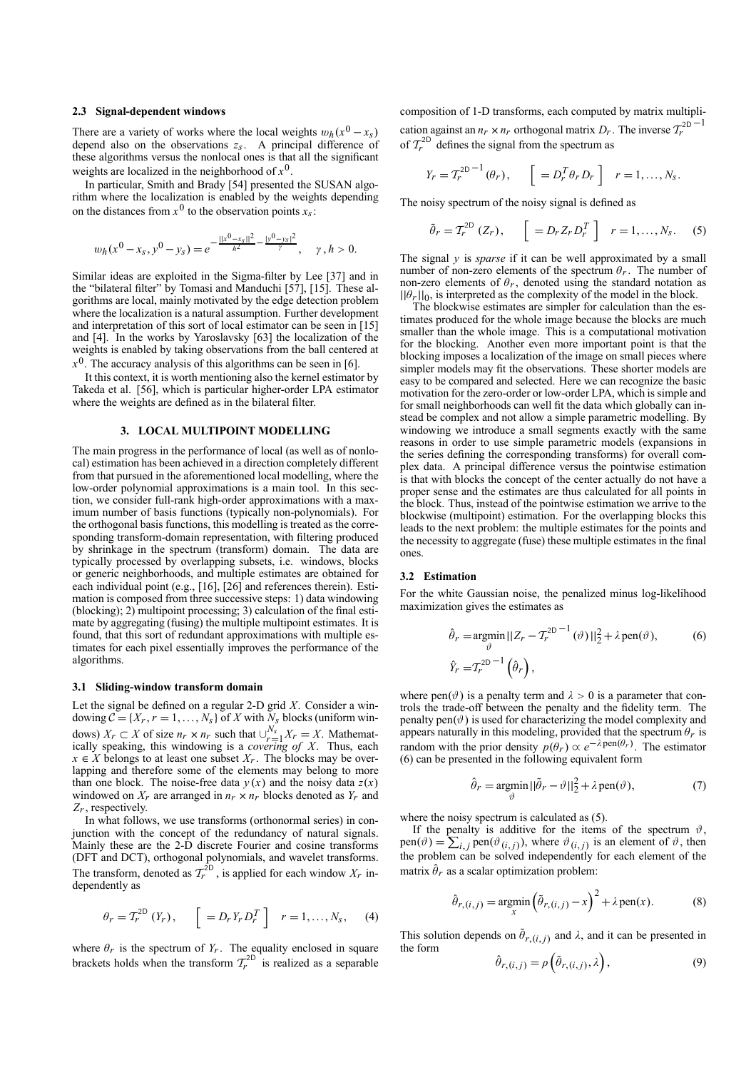### 2.3 Signal-dependent windows

There are a variety of works where the local weights $w_h(x^0 - x_s)$ depend also on the observations $z_s$. A principal difference of these algorithms versus the nonlocal ones is that all the significant weights are localized in the neighborhood of $x^0$.

In particular, Smith and Brady [54] presented the SUSAN algorithm where the localization is enabled by the weights depending on the distances from $x^0$ to the observation points $x_s$:

$$w_h(x^0 - x_s, y^0 - y_s) = e^{-\frac{||x^0 - x_s||^2}{h^2} - \frac{|y^0 - y_s|^2}{\gamma}}, \quad \gamma, h > 0.$$

Similar ideas are exploited in the Sigma-filter by Lee [37] and in the "bilateral filter" by Tomasi and Manduchi [57], [15]. These algorithms are local, mainly motivated by the edge detection problem where the localization is a natural assumption. Further development and interpretation of this sort of local estimator can be seen in [15] and [4]. In the works by Yaroslavsky [63] the localization of the weights is enabled by taking observations from the ball centered at $x^0$. The accuracy analysis of this algorithms can be seen in [6].

It this context, it is worth mentioning also the kernel estimator by Takeda et al. [56], which is particular higher-order LPA estimator where the weights are defined as in the bilateral filter.

## 3. LOCAL MULTIPOINT MODELLING

The main progress in the performance of local (as well as of nonlocal) estimation has been achieved in a direction completely different from that pursued in the aforementioned local modelling, where the low-order polynomial approximations is a main tool. In this section, we consider full-rank high-order approximations with a maximum number of basis functions (typically non-polynomials). For the orthogonal basis functions, this modelling is treated as the corresponding transform-domain representation, with filtering produced by shrinkage in the spectrum (transform) domain. The data are typically processed by overlapping subsets, i.e. windows, blocks or generic neighborhoods, and multiple estimates are obtained for each individual point (e.g., [16], [26] and references therein). Estimation is composed from three successive steps: 1) data windowing (blocking); 2) multipoint processing; 3) calculation of the final estimate by aggregating (fusing) the multiple multipoint estimates. It is found, that this sort of redundant approximations with multiple estimates for each pixel essentially improves the performance of the algorithms.

### 3.1 Sliding-window transform domain

Let the signal be defined on a regular 2-D grid $X$. Consider a windowing $\mathcal{C} = \{X_r, r = 1, \ldots, N_s\}$ of $X$ with $N_s$ blocks (uniform windows) $X_r \subset X$ of size $n_r \times n_r$ such that $\cup_{r=1}^{N_s} X_r = X$. Mathematically speaking, this windowing is a *covering of* $X$. Thus, each $x \in X$ belongs to at least one subset $X_r$. The blocks may be overlapping and therefore some of the elements may belong to more than one block. The noise-free data $y(x)$ and the noisy data $z(x)$ windowed on $X_r$ are arranged in $n_r \times n_r$ blocks denoted as $Y_r$ and $Z_r$, respectively.

In what follows, we use transforms (orthonormal series) in conjunction with the concept of the redundancy of natural signals. Mainly these are the 2-D discrete Fourier and cosine transforms (DFT and DCT), orthogonal polynomials, and wavelet transforms. The transform, denoted as $\mathcal{T}_r^{2D}$, is applied for each window $X_r$ independently as

$$\theta_r = \mathcal{T}_r^{2D}(Y_r), \qquad \left[ = D_r Y_r D_r^T \right] \quad r = 1, \ldots, N_s, \tag{4}$$

where $\theta_r$ is the spectrum of $Y_r$. The equality enclosed in square brackets holds when the transform $\mathcal{T}_r^{2D}$ is realized as a separable composition of 1-D transforms, each computed by matrix multiplication against an $n_r \times n_r$ orthogonal matrix $D_r$. The inverse $\mathcal{T}_r^{2D^{-1}}$ of $\mathcal{T}_r^{2D}$ defines the signal from the spectrum as

$$Y_r = \mathcal{T}_r^{2D^{-1}}(\theta_r), \qquad \left[ = D_r^T \theta_r D_r \right] \quad r = 1, \ldots, N_s.$$

The noisy spectrum of the noisy signal is defined as

$$\tilde{\theta}_r = \mathcal{T}_r^{2D}(Z_r), \qquad \left[ = D_r Z_r D_r^T \right] \quad r = 1, \ldots, N_s. \tag{5}$$

The signal $y$ is *sparse* if it can be well approximated by a small number of non-zero elements of the spectrum $\theta_r$. The number of non-zero elements of $\theta_r$, denoted using the standard notation as $||\theta_r||_0$, is interpreted as the complexity of the model in the block.

The blockwise estimates are simpler for calculation than the estimates produced for the whole image because the blocks are much smaller than the whole image. This is a computational motivation for the blocking. Another even more important point is that the blocking imposes a localization of the image on small pieces where simpler models may fit the observations. These shorter models are easy to be compared and selected. Here we can recognize the basic motivation for the zero-order or low-order LPA, which is simple and for small neighborhoods can well fit the data which globally can instead be complex and not allow a simple parametric modelling. By windowing we introduce a small segments exactly with the same reasons in order to use simple parametric models (expansions in the series defining the corresponding transforms) for overall complex data. A principal difference versus the pointwise estimation is that with blocks the concept of the center actually do not have a proper sense and the estimates are thus calculated for all points in the block. Thus, instead of the pointwise estimation we arrive to the blockwise (multipoint) estimation. For the overlapping blocks this leads to the next problem: the multiple estimates for the points and the necessity to aggregate (fuse) these multiple estimates in the final ones.

### 3.2 Estimation

For the white Gaussian noise, the penalized minus log-likelihood maximization gives the estimates as

$$\begin{aligned} \hat{\theta}_r &= \underset{\vartheta}{\operatorname{argmin}} ||Z_r - \mathcal{T}_r^{2D^{-1}}(\vartheta)||_2^2 + \lambda \operatorname{pen}(\vartheta), \\ \hat{Y}_r &= \mathcal{T}_r^{2D^{-1}}\left(\hat{\theta}_r\right), \end{aligned} \tag{6}$$

where $\operatorname{pen}(\vartheta)$ is a penalty term and $\lambda > 0$ is a parameter that controls the trade-off between the penalty and the fidelity term. The penalty $\operatorname{pen}(\vartheta)$ is used for characterizing the model complexity and appears naturally in this modeling, provided that the spectrum $\theta_r$ is random with the prior density $p(\theta_r) \propto e^{-\lambda \operatorname{pen}(\theta_r)}$. The estimator (6) can be presented in the following equivalent form

$$\hat{\theta}_r = \underset{\vartheta}{\operatorname{argmin}} ||\tilde{\theta}_r - \vartheta||_2^2 + \lambda \operatorname{pen}(\vartheta), \tag{7}$$

where the noisy spectrum is calculated as (5).

If the penalty is additive for the items of the spectrum $\vartheta$, $\operatorname{pen}(\vartheta) = \sum_{i,j} \operatorname{pen}(\vartheta_{(i,j)})$, where $\vartheta_{(i,j)}$ is an element of $\vartheta$, then the problem can be solved independently for each element of the matrix $\hat{\theta}_r$ as a scalar optimization problem:

$$\hat{\theta}_{r,(i,j)} = \underset{x}{\operatorname{argmin}} \left(\tilde{\theta}_{r,(i,j)} - x\right)^2 + \lambda \operatorname{pen}(x). \tag{8}$$

This solution depends on $\tilde{\theta}_{r,(i,j)}$ and $\lambda$, and it can be presented in the form

$$\hat{\theta}_{r,(i,j)} = \rho\left(\tilde{\theta}_{r,(i,j)}, \lambda\right), \tag{9}$$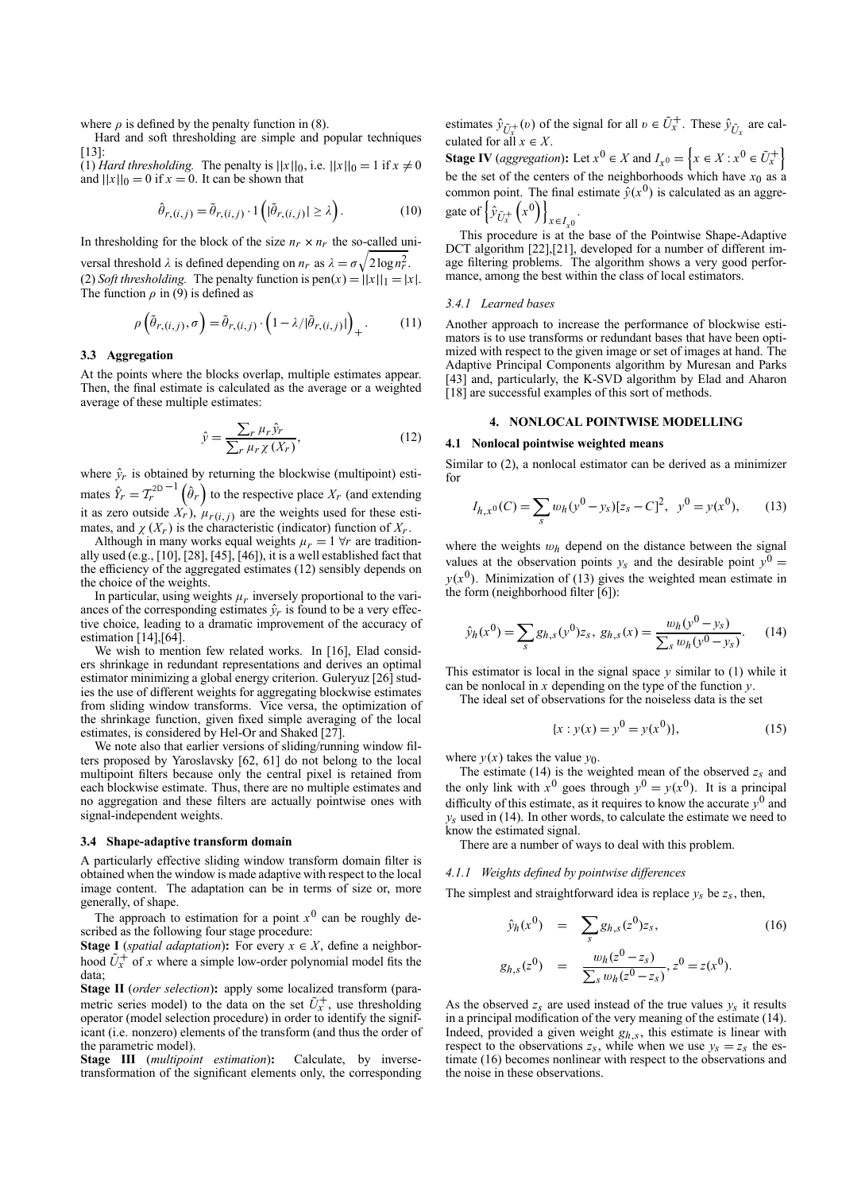where $\rho$ is defined by the penalty function in (8).

Hard and soft thresholding are simple and popular techniques [13]:

(1) *Hard thresholding.* The penalty is $||x||_0$, i.e. $||x||_0 = 1$ if $x \neq 0$ and $||x||_0 = 0$ if $x = 0$. It can be shown that

$$\hat{\theta}_{r,(i,j)} = \tilde{\theta}_{r,(i,j)} \cdot 1\left(|\tilde{\theta}_{r,(i,j)}| \geq \lambda\right). \tag{10}$$

In thresholding for the block of the size $n_r \times n_r$ the so-called universal threshold $\lambda$ is defined depending on $n_r$ as $\lambda = \sigma\sqrt{2\log n_r^2}$.

(2) *Soft thresholding.* The penalty function is $\text{pen}(x) = ||x||_1 = |x|$. The function $\rho$ in (9) is defined as

$$\rho\left(\tilde{\theta}_{r,(i,j)}, \sigma\right) = \tilde{\theta}_{r,(i,j)} \cdot \left(1 - \lambda / |\tilde{\theta}_{r,(i,j)}|\right)_+. \tag{11}$$

### 3.3 Aggregation

At the points where the blocks overlap, multiple estimates appear. Then, the final estimate is calculated as the average or a weighted average of these multiple estimates:

$$\hat{y} = \frac{\sum_r \mu_r \hat{y}_r}{\sum_r \mu_r \chi(X_r)}, \tag{12}$$

where $\hat{y}_r$ is obtained by returning the blockwise (multipoint) estimates $\hat{Y}_r = \mathcal{T}_r^{2\text{D}\,-1}\left(\hat{\theta}_r\right)$ to the respective place $X_r$ (and extending it as zero outside $X_r$), $\mu_{r(i,j)}$ are the weights used for these estimates, and $\chi(X_r)$ is the characteristic (indicator) function of $X_r$.

Although in many works equal weights $\mu_r = 1$ $\forall r$ are traditionally used (e.g., [10], [28], [45], [46]), it is a well established fact that the efficiency of the aggregated estimates (12) sensibly depends on the choice of the weights.

In particular, using weights $\mu_r$ inversely proportional to the variances of the corresponding estimates $\hat{y}_r$ is found to be a very effective choice, leading to a dramatic improvement of the accuracy of estimation [14],[64].

We wish to mention few related works. In [16], Elad considers shrinkage in redundant representations and derives an optimal estimator minimizing a global energy criterion. Guleryuz [26] studies the use of different weights for aggregating blockwise estimates from sliding window transforms. Vice versa, the optimization of the shrinkage function, given fixed simple averaging of the local estimates, is considered by Hel-Or and Shaked [27].

We note also that earlier versions of sliding/running window filters proposed by Yaroslavsky [62, 61] do not belong to the local multipoint filters because only the central pixel is retained from each blockwise estimate. Thus, there are no multiple estimates and no aggregation and these filters are actually pointwise ones with signal-independent weights.

### 3.4 Shape-adaptive transform domain

A particularly effective sliding window transform domain filter is obtained when the window is made adaptive with respect to the local image content. The adaptation can be in terms of size or, more generally, of shape.

The approach to estimation for a point $x^0$ can be roughly described as the following four stage procedure:

**Stage I** (*spatial adaptation*)**:** For every $x \in X$, define a neighborhood $\tilde{U}_x^+$ of $x$ where a simple low-order polynomial model fits the data;

**Stage II** (*order selection*)**:** apply some localized transform (parametric series model) to the data on the set $\tilde{U}_x^+$, use thresholding operator (model selection procedure) in order to identify the significant (i.e. nonzero) elements of the transform (and thus the order of the parametric model).

**Stage III** (*multipoint estimation*)**:** Calculate, by inverse-transformation of the significant elements only, the corresponding estimates $\hat{y}_{\tilde{U}_x^+}(v)$ of the signal for all $v \in \tilde{U}_x^+$. These $\hat{y}_{\tilde{U}_x}$ are calculated for all $x \in X$.

**Stage IV** (*aggregation*)**:** Let $x^0 \in X$ and $I_{x^0} = \left\{x \in X : x^0 \in \tilde{U}_x^+\right\}$ be the set of the centers of the neighborhoods which have $x_0$ as a common point. The final estimate $\hat{y}(x^0)$ is calculated as an aggregate of $\left\{\hat{y}_{\tilde{U}_x^+}\left(x^0\right)\right\}_{x \in I_{x^0}}$.

This procedure is at the base of the Pointwise Shape-Adaptive DCT algorithm [22],[21], developed for a number of different image filtering problems. The algorithm shows a very good performance, among the best within the class of local estimators.

#### 3.4.1 Learned bases

Another approach to increase the performance of blockwise estimators is to use transforms or redundant bases that have been optimized with respect to the given image or set of images at hand. The Adaptive Principal Components algorithm by Muresan and Parks [43] and, particularly, the K-SVD algorithm by Elad and Aharon [18] are successful examples of this sort of methods.

## 4. NONLOCAL POINTWISE MODELLING

### 4.1 Nonlocal pointwise weighted means

Similar to (2), a nonlocal estimator can be derived as a minimizer for

$$I_{h,x^0}(C) = \sum_s w_h(y^0 - y_s)[z_s - C]^2, \quad y^0 = y(x^0), \tag{13}$$

where the weights $w_h$ depend on the distance between the signal values at the observation points $y_s$ and the desirable point $y^0 = y(x^0)$. Minimization of (13) gives the weighted mean estimate in the form (neighborhood filter [6]):

$$\hat{y}_h(x^0) = \sum_s g_{h,s}(y^0) z_s, \; g_{h,s}(x) = \frac{w_h(y^0 - y_s)}{\sum_s w_h(y^0 - y_s)}. \tag{14}$$

This estimator is local in the signal space $y$ similar to (1) while it can be nonlocal in $x$ depending on the type of the function $y$.

The ideal set of observations for the noiseless data is the set

$$\{x : y(x) = y^0 = y(x^0)\}, \tag{15}$$

where $y(x)$ takes the value $y_0$.

The estimate (14) is the weighted mean of the observed $z_s$ and the only link with $x^0$ goes through $y^0 = y(x^0)$. It is a principal difficulty of this estimate, as it requires to know the accurate $y^0$ and $y_s$ used in (14). In other words, to calculate the estimate we need to know the estimated signal.

There are a number of ways to deal with this problem.

#### 4.1.1 Weights defined by pointwise differences

The simplest and straightforward idea is replace $y_s$ be $z_s$, then,

$$\hat{y}_h(x^0) = \sum_s g_{h,s}(z^0) z_s, \tag{16}$$

$$g_{h,s}(z^0) = \frac{w_h(z^0 - z_s)}{\sum_s w_h(z^0 - z_s)}, z^0 = z(x^0).$$

As the observed $z_s$ are used instead of the true values $y_s$ it results in a principal modification of the very meaning of the estimate (14). Indeed, provided a given weight $g_{h,s}$, this estimate is linear with respect to the observations $z_s$, while when we use $y_s = z_s$ the estimate (16) becomes nonlinear with respect to the observations and the noise in these observations.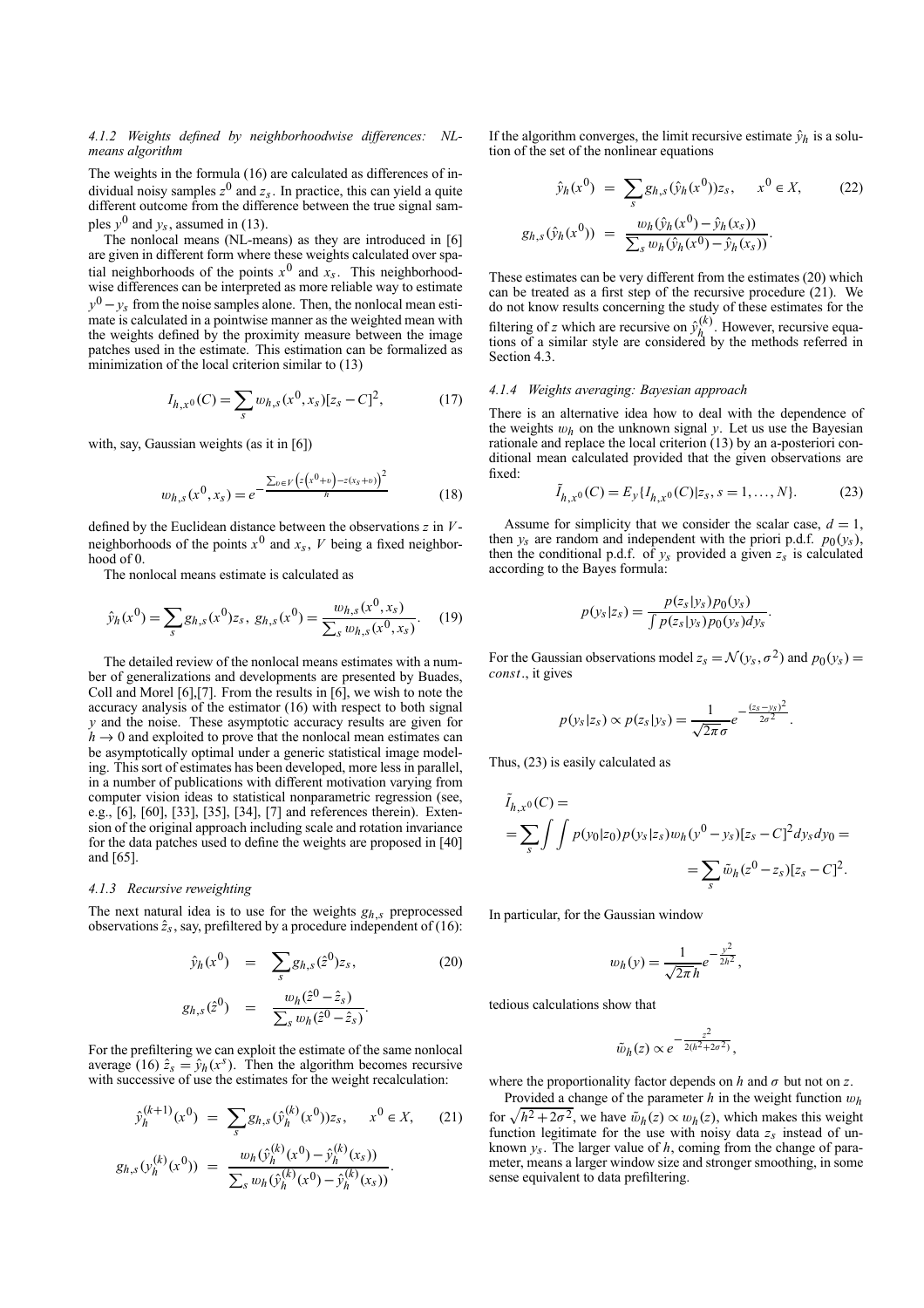#### 4.1.2 Weights defined by neighborhoodwise differences: NL-means algorithm

The weights in the formula (16) are calculated as differences of individual noisy samples $z^0$ and $z_s$. In practice, this can yield a quite different outcome from the difference between the true signal samples $y^0$ and $y_s$, assumed in (13).

The nonlocal means (NL-means) as they are introduced in [6] are given in different form where these weights calculated over spatial neighborhoods of the points $x^0$ and $x_s$. This neighborhood-wise differences can be interpreted as more reliable way to estimate $y^0 - y_s$ from the noise samples alone. Then, the nonlocal mean estimate is calculated in a pointwise manner as the weighted mean with the weights defined by the proximity measure between the image patches used in the estimate. This estimation can be formalized as minimization of the local criterion similar to (13)

$$I_{h,x^0}(C) = \sum_s w_{h,s}(x^0, x_s)[z_s - C]^2, \tag{17}$$

with, say, Gaussian weights (as it in [6])

$$w_{h,s}(x^0, x_s) = e^{-\frac{\sum_{v\in V}\left(z\left(x^0+v\right)-z(x_s+v)\right)^2}{h}} \tag{18}$$

defined by the Euclidean distance between the observations $z$ in $V$-neighborhoods of the points $x^0$ and $x_s$, $V$ being a fixed neighborhood of 0.

The nonlocal means estimate is calculated as

$$\hat{y}_h(x^0) = \sum_s g_{h,s}(x^0) z_s,\ g_{h,s}(x^0) = \frac{w_{h,s}(x^0, x_s)}{\sum_s w_{h,s}(x^0, x_s)}. \tag{19}$$

The detailed review of the nonlocal means estimates with a number of generalizations and developments are presented by Buades, Coll and Morel [6],[7]. From the results in [6], we wish to note the accuracy analysis of the estimator (16) with respect to both signal $y$ and the noise. These asymptotic accuracy results are given for $h \to 0$ and exploited to prove that the nonlocal mean estimates can be asymptotically optimal under a generic statistical image modeling. This sort of estimates has been developed, more less in parallel, in a number of publications with different motivation varying from computer vision ideas to statistical nonparametric regression (see, e.g., [6], [60], [33], [35], [34], [7] and references therein). Extension of the original approach including scale and rotation invariance for the data patches used to define the weights are proposed in [40] and [65].

#### 4.1.3 Recursive reweighting

The next natural idea is to use for the weights $g_{h,s}$ preprocessed observations $\hat{z}_s$, say, prefiltered by a procedure independent of (16):

$$\begin{aligned} \hat{y}_h(x^0) &= \sum_s g_{h,s}(\hat{z}^0) z_s, \\ g_{h,s}(\hat{z}^0) &= \frac{w_h(\hat{z}^0 - \hat{z}_s)}{\sum_s w_h(\hat{z}^0 - \hat{z}_s)}. \end{aligned} \tag{20}$$

For the prefiltering we can exploit the estimate of the same nonlocal average (16) $\hat{z}_s = \hat{y}_h(x^s)$. Then the algorithm becomes recursive with successive of use the estimates for the weight recalculation:

$$\begin{aligned} \hat{y}_h^{(k+1)}(x^0) &= \sum_s g_{h,s}(\hat{y}_h^{(k)}(x^0)) z_s, \quad x^0 \in X, \\ g_{h,s}(y_h^{(k)}(x^0)) &= \frac{w_h(\hat{y}_h^{(k)}(x^0) - \hat{y}_h^{(k)}(x_s))}{\sum_s w_h(\hat{y}_h^{(k)}(x^0) - \hat{y}_h^{(k)}(x_s))}. \end{aligned} \tag{21}$$

If the algorithm converges, the limit recursive estimate $\hat{y}_h$ is a solution of the set of the nonlinear equations

$$\begin{aligned} \hat{y}_h(x^0) &= \sum_s g_{h,s}(\hat{y}_h(x^0)) z_s, \quad x^0 \in X, \\ g_{h,s}(\hat{y}_h(x^0)) &= \frac{w_h(\hat{y}_h(x^0) - \hat{y}_h(x_s))}{\sum_s w_h(\hat{y}_h(x^0) - \hat{y}_h(x_s))}. \end{aligned} \tag{22}$$

These estimates can be very different from the estimates (20) which can be treated as a first step of the recursive procedure (21). We do not know results concerning the study of these estimates for the filtering of $z$ which are recursive on $\hat{y}_h^{(k)}$. However, recursive equations of a similar style are considered by the methods referred in Section 4.3.

#### 4.1.4 Weights averaging: Bayesian approach

There is an alternative idea how to deal with the dependence of the weights $w_h$ on the unknown signal $y$. Let us use the Bayesian rationale and replace the local criterion (13) by an a-posteriori conditional mean calculated provided that the given observations are fixed:

$$\tilde{I}_{h,x^0}(C) = E_y\{I_{h,x^0}(C)|z_s, s = 1, \ldots, N\}. \tag{23}$$

Assume for simplicity that we consider the scalar case, $d = 1$, then $y_s$ are random and independent with the priori p.d.f. $p_0(y_s)$, then the conditional p.d.f. of $y_s$ provided a given $z_s$ is calculated according to the Bayes formula:

$$p(y_s|z_s) = \frac{p(z_s|y_s)p_0(y_s)}{\int p(z_s|y_s)p_0(y_s)dy_s}.$$

For the Gaussian observations model $z_s = \mathcal{N}(y_s, \sigma^2)$ and $p_0(y_s) = const.$, it gives

$$p(y_s|z_s) \propto p(z_s|y_s) = \frac{1}{\sqrt{2\pi}\sigma} e^{-\frac{(z_s - y_s)^2}{2\sigma^2}}.$$

Thus, (23) is easily calculated as

$$\begin{aligned} &\tilde{I}_{h,x^0}(C) = \\ &= \sum_s \int\int p(y_0|z_0)p(y_s|z_s) w_h(y^0 - y_s)[z_s - C]^2 dy_s dy_0 = \\ &= \sum_s \tilde{w}_h(z^0 - z_s)[z_s - C]^2. \end{aligned}$$

In particular, for the Gaussian window

$$w_h(y) = \frac{1}{\sqrt{2\pi}h} e^{-\frac{y^2}{2h^2}},$$

tedious calculations show that

$$\tilde{w}_h(z) \propto e^{-\frac{z^2}{2(h^2 + 2\sigma^2)}},$$

where the proportionality factor depends on $h$ and $\sigma$ but not on $z$.

Provided a change of the parameter $h$ in the weight function $w_h$ for $\sqrt{h^2 + 2\sigma^2}$, we have $\tilde{w}_h(z) \propto w_h(z)$, which makes this weight function legitimate for the use with noisy data $z_s$ instead of unknown $y_s$. The larger value of $h$, coming from the change of parameter, means a larger window size and stronger smoothing, in some sense equivalent to data prefiltering.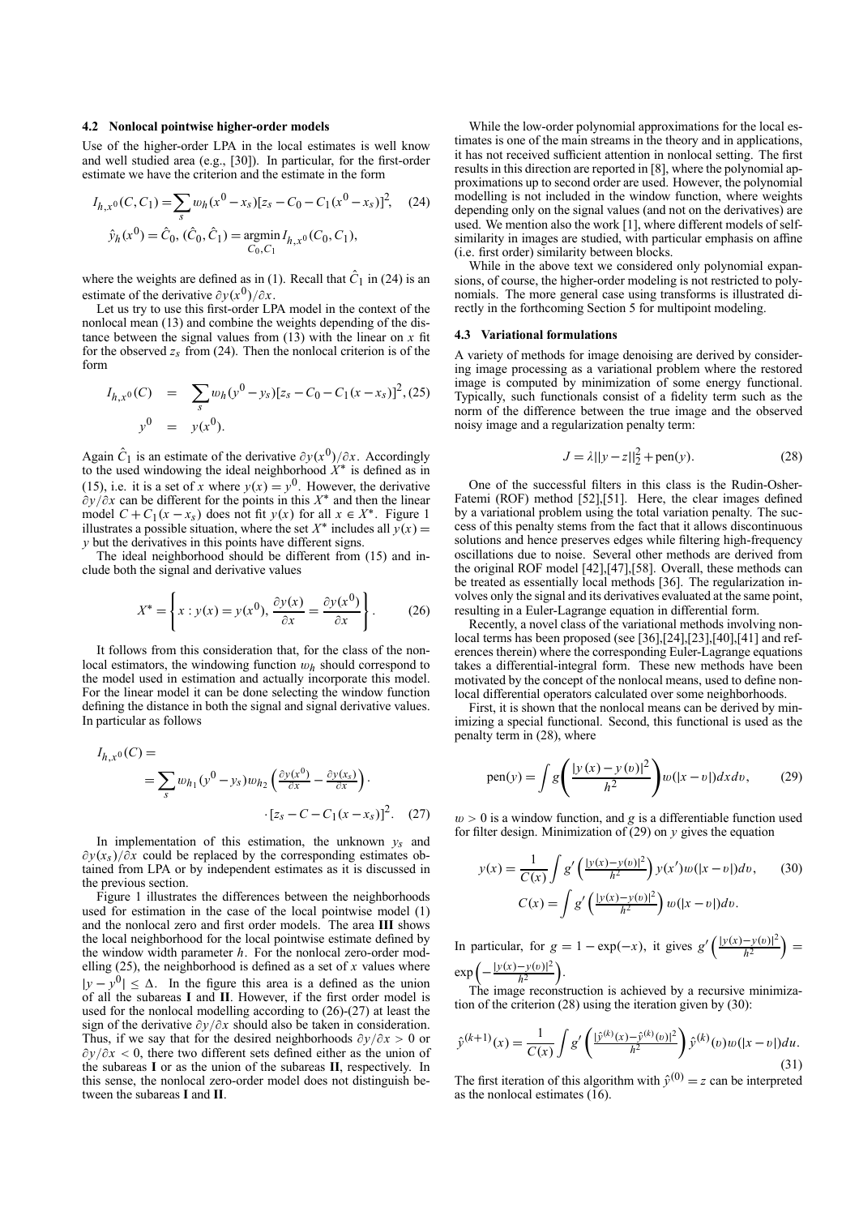### 4.2 Nonlocal pointwise higher-order models

Use of the higher-order LPA in the local estimates is well know and well studied area (e.g., [30]). In particular, for the first-order estimate we have the criterion and the estimate in the form

$$I_{h,x^0}(C,C_1) = \sum_s w_h(x^0 - x_s)[z_s - C_0 - C_1(x^0 - x_s)]^2, \quad (24)$$

$$\hat{y}_h(x^0) = \hat{C}_0, (\hat{C}_0, \hat{C}_1) = \underset{C_0,C_1}{\operatorname{argmin}} I_{h,x^0}(C_0, C_1),$$

where the weights are defined as in (1). Recall that $\hat{C}_1$ in (24) is an estimate of the derivative $\partial y(x^0)/\partial x$.

Let us try to use this first-order LPA model in the context of the nonlocal mean (13) and combine the weights depending of the distance between the signal values from (13) with the linear on $x$ fit for the observed $z_s$ from (24). Then the nonlocal criterion is of the form

$$I_{h,x^0}(C) = \sum_s w_h(y^0 - y_s)[z_s - C_0 - C_1(x - x_s)]^2, \quad (25)$$

$$y^0 = y(x^0).$$

Again $\hat{C}_1$ is an estimate of the derivative $\partial y(x^0)/\partial x$. Accordingly to the used windowing the ideal neighborhood $X^*$ is defined as in (15), i.e. it is a set of $x$ where $y(x) = y^0$. However, the derivative $\partial y/\partial x$ can be different for the points in this $X^*$ and then the linear model $C + C_1(x - x_s)$ does not fit $y(x)$ for all $x \in X^*$. Figure 1 illustrates a possible situation, where the set $X^*$ includes all $y(x) = y$ but the derivatives in this points have different signs.

The ideal neighborhood should be different from (15) and include both the signal and derivative values

$$X^* = \left\{ x : y(x) = y(x^0),\ \frac{\partial y(x)}{\partial x} = \frac{\partial y(x^0)}{\partial x} \right\}. \quad (26)$$

It follows from this consideration that, for the class of the nonlocal estimators, the windowing function $w_h$ should correspond to the model used in estimation and actually incorporate this model. For the linear model it can be done selecting the window function defining the distance in both the signal and signal derivative values. In particular as follows

$$I_{h,x^0}(C) = \sum_s w_{h_1}(y^0 - y_s) w_{h_2}\left(\frac{\partial y(x^0)}{\partial x} - \frac{\partial y(x_s)}{\partial x}\right) \cdot [z_s - C - C_1(x - x_s)]^2. \quad (27)$$

In implementation of this estimation, the unknown $y_s$ and $\partial y(x_s)/\partial x$ could be replaced by the corresponding estimates obtained from LPA or by independent estimates as it is discussed in the previous section.

Figure 1 illustrates the differences between the neighborhoods used for estimation in the case of the local pointwise model (1) and the nonlocal zero and first order models. The area **III** shows the local neighborhood for the local pointwise estimate defined by the window width parameter $h$. For the nonlocal zero-order modelling (25), the neighborhood is defined as a set of $x$ values where $|y - y^0| \leq \Delta$. In the figure this area is a defined as the union of all the subareas **I** and **II**. However, if the first order model is used for the nonlocal modelling according to (26)-(27) at least the sign of the derivative $\partial y/\partial x$ should also be taken in consideration. Thus, if we say that for the desired neighborhoods $\partial y/\partial x > 0$ or $\partial y/\partial x < 0$, there two different sets defined either as the union of the subareas **I** or as the union of the subareas **II**, respectively. In this sense, the nonlocal zero-order model does not distinguish between the subareas **I** and **II**.

While the low-order polynomial approximations for the local estimates is one of the main streams in the theory and in applications, it has not received sufficient attention in nonlocal setting. The first results in this direction are reported in [8], where the polynomial approximations up to second order are used. However, the polynomial modelling is not included in the window function, where weights depending only on the signal values (and not on the derivatives) are used. We mention also the work [1], where different models of self-similarity in images are studied, with particular emphasis on affine (i.e. first order) similarity between blocks.

While in the above text we considered only polynomial expansions, of course, the higher-order modeling is not restricted to polynomials. The more general case using transforms is illustrated directly in the forthcoming Section 5 for multipoint modeling.

### 4.3 Variational formulations

A variety of methods for image denoising are derived by considering image processing as a variational problem where the restored image is computed by minimization of some energy functional. Typically, such functionals consist of a fidelity term such as the norm of the difference between the true image and the observed noisy image and a regularization penalty term:

$$J = \lambda ||y - z||_2^2 + \text{pen}(y). \quad (28)$$

One of the successful filters in this class is the Rudin-Osher-Fatemi (ROF) method [52],[51]. Here, the clear images defined by a variational problem using the total variation penalty. The success of this penalty stems from the fact that it allows discontinuous solutions and hence preserves edges while filtering high-frequency oscillations due to noise. Several other methods are derived from the original ROF model [42],[47],[58]. Overall, these methods can be treated as essentially local methods [36]. The regularization involves only the signal and its derivatives evaluated at the same point, resulting in a Euler-Lagrange equation in differential form.

Recently, a novel class of the variational methods involving nonlocal terms has been proposed (see [36],[24],[23],[40],[41] and references therein) where the corresponding Euler-Lagrange equations takes a differential-integral form. These new methods have been motivated by the concept of the nonlocal means, used to define nonlocal differential operators calculated over some neighborhoods.

First, it is shown that the nonlocal means can be derived by minimizing a special functional. Second, this functional is used as the penalty term in (28), where

$$\text{pen}(y) = \int g\left(\frac{|y(x) - y(v)|^2}{h^2}\right) w(|x - v|) dx dv, \quad (29)$$

$w > 0$ is a window function, and $g$ is a differentiable function used for filter design. Minimization of (29) on $y$ gives the equation

$$y(x) = \frac{1}{C(x)} \int g'\left(\frac{|y(x)-y(v)|^2}{h^2}\right) y(x') w(|x - v|) dv, \quad (30)$$

$$C(x) = \int g'\left(\frac{|y(x)-y(v)|^2}{h^2}\right) w(|x - v|) dv.$$

In particular, for $g = 1 - \exp(-x)$, it gives $g'\left(\frac{|y(x)-y(v)|^2}{h^2}\right) = \exp\left(-\frac{|y(x)-y(v)|^2}{h^2}\right)$.

The image reconstruction is achieved by a recursive minimization of the criterion (28) using the iteration given by (30):

$$\hat{y}^{(k+1)}(x) = \frac{1}{C(x)} \int g'\left(\frac{|\hat{y}^{(k)}(x)-\hat{y}^{(k)}(v)|^2}{h^2}\right) \hat{y}^{(k)}(v) w(|x - v|) du. \quad (31)$$

The first iteration of this algorithm with $\hat{y}^{(0)} = z$ can be interpreted as the nonlocal estimates (16).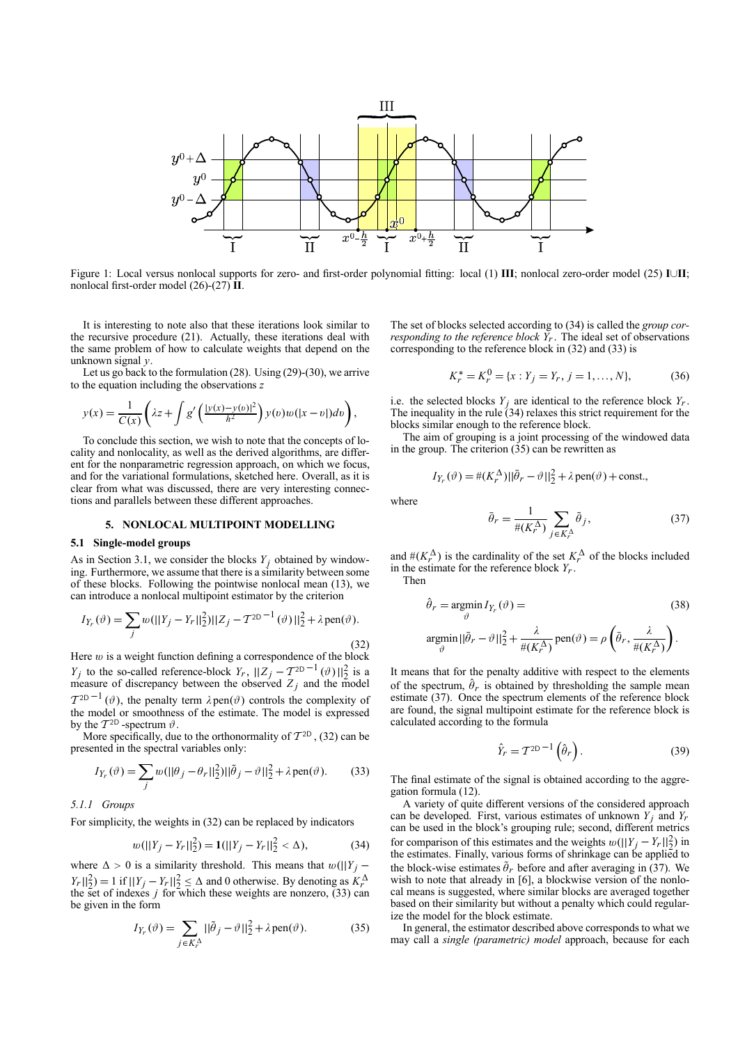Figure 1: Local versus nonlocal supports for zero- and first-order polynomial fitting: local (1) **III**; nonlocal zero-order model (25) **I**∪**II**; nonlocal first-order model (26)-(27) **II**.

It is interesting to note also that these iterations look similar to the recursive procedure (21). Actually, these iterations deal with the same problem of how to calculate weights that depend on the unknown signal $y$.

Let us go back to the formulation (28). Using (29)-(30), we arrive to the equation including the observations $z$

$$y(x) = \frac{1}{C(x)}\left(\lambda z + \int g'\left(\frac{|y(x)-y(v)|^2}{h^2}\right) y(v) w(|x-v|) dv\right),$$

To conclude this section, we wish to note that the concepts of locality and nonlocality, as well as the derived algorithms, are different for the nonparametric regression approach, on which we focus, and for the variational formulations, sketched here. Overall, as it is clear from what was discussed, there are very interesting connections and parallels between these different approaches.

## 5. NONLOCAL MULTIPOINT MODELLING

### 5.1 Single-model groups

As in Section 3.1, we consider the blocks $Y_j$ obtained by windowing. Furthermore, we assume that there is a similarity between some of these blocks. Following the pointwise nonlocal mean (13), we can introduce a nonlocal multipoint estimator by the criterion

$$I_{Y_r}(\vartheta) = \sum_j w(||Y_j - Y_r||_2^2)||Z_j - \mathcal{T}^{2D^{-1}}(\vartheta)||_2^2 + \lambda \,\text{pen}(\vartheta). \tag{32}$$

Here $w$ is a weight function defining a correspondence of the block $Y_j$ to the so-called reference-block $Y_r$, $||Z_j - \mathcal{T}^{2D^{-1}}(\vartheta)||_2^2$ is a measure of discrepancy between the observed $Z_j$ and the model $\mathcal{T}^{2D^{-1}}(\vartheta)$, the penalty term $\lambda\,\text{pen}(\vartheta)$ controls the complexity of the model or smoothness of the estimate. The model is expressed by the $\mathcal{T}^{2D}$-spectrum $\vartheta$.

More specifically, due to the orthonormality of $\mathcal{T}^{2D}$, (32) can be presented in the spectral variables only:

$$I_{Y_r}(\vartheta) = \sum_j w(||\theta_j - \theta_r||_2^2)||\tilde{\theta}_j - \vartheta||_2^2 + \lambda \,\text{pen}(\vartheta). \tag{33}$$

#### 5.1.1 Groups

For simplicity, the weights in (32) can be replaced by indicators

$$w(||Y_j - Y_r||_2^2) = \mathbf{1}(||Y_j - Y_r||_2^2 < \Delta), \tag{34}$$

where $\Delta > 0$ is a similarity threshold. This means that $w(||Y_j - Y_r||_2^2) = 1$ if $||Y_j - Y_r||_2^2 \leq \Delta$ and 0 otherwise. By denoting as $K_r^\Delta$ the set of indexes $j$ for which these weights are nonzero, (33) can be given in the form

$$I_{Y_r}(\vartheta) = \sum_{j \in K_r^\Delta} ||\tilde{\theta}_j - \vartheta||_2^2 + \lambda \,\text{pen}(\vartheta). \tag{35}$$

The set of blocks selected according to (34) is called the *group corresponding to the reference block $Y_r$*. The ideal set of observations corresponding to the reference block in (32) and (33) is

$$K_r^* = K_r^0 = \{x : Y_j = Y_r, \; j = 1, \ldots, N\}, \tag{36}$$

i.e. the selected blocks $Y_j$ are identical to the reference block $Y_r$. The inequality in the rule (34) relaxes this strict requirement for the blocks similar enough to the reference block.

The aim of grouping is a joint processing of the windowed data in the group. The criterion (35) can be rewritten as

$$I_{Y_r}(\vartheta) = \#(K_r^\Delta)||\bar{\theta}_r - \vartheta||_2^2 + \lambda \,\text{pen}(\vartheta) + \text{const.},$$

where

$$\bar{\theta}_r = \frac{1}{\#(K_r^\Delta)} \sum_{j \in K_r^\Delta} \tilde{\theta}_j, \tag{37}$$

and $\#(K_r^\Delta)$ is the cardinality of the set $K_r^\Delta$ of the blocks included in the estimate for the reference block $Y_r$.

Then

$$\hat{\theta}_r = \underset{\vartheta}{\operatorname{argmin}}\, I_{Y_r}(\vartheta) = \tag{38}$$

$$\underset{\vartheta}{\operatorname{argmin}}\, ||\bar{\theta}_r - \vartheta||_2^2 + \frac{\lambda}{\#(K_r^\Delta)}\text{pen}(\vartheta) = \rho\left(\bar{\theta}_r, \frac{\lambda}{\#(K_r^\Delta)}\right).$$

It means that for the penalty additive with respect to the elements of the spectrum, $\hat{\theta}_r$ is obtained by thresholding the sample mean estimate (37). Once the spectrum elements of the reference block are found, the signal multipoint estimate for the reference block is calculated according to the formula

$$\hat{Y}_r = \mathcal{T}^{2D^{-1}}\left(\hat{\theta}_r\right). \tag{39}$$

The final estimate of the signal is obtained according to the aggregation formula (12).

A variety of quite different versions of the considered approach can be developed. First, various estimates of unknown $Y_j$ and $Y_r$ can be used in the block's grouping rule; second, different metrics for comparison of this estimates and the weights $w(||Y_j - Y_r||_2^2)$ in the estimates. Finally, various forms of shrinkage can be applied to the block-wise estimates $\bar{\theta}_r$ before and after averaging in (37). We wish to note that already in [6], a blockwise version of the nonlocal means is suggested, where similar blocks are averaged together based on their similarity but without a penalty which could regularize the model for the block estimate.

In general, the estimator described above corresponds to what we may call a *single (parametric) model* approach, because for each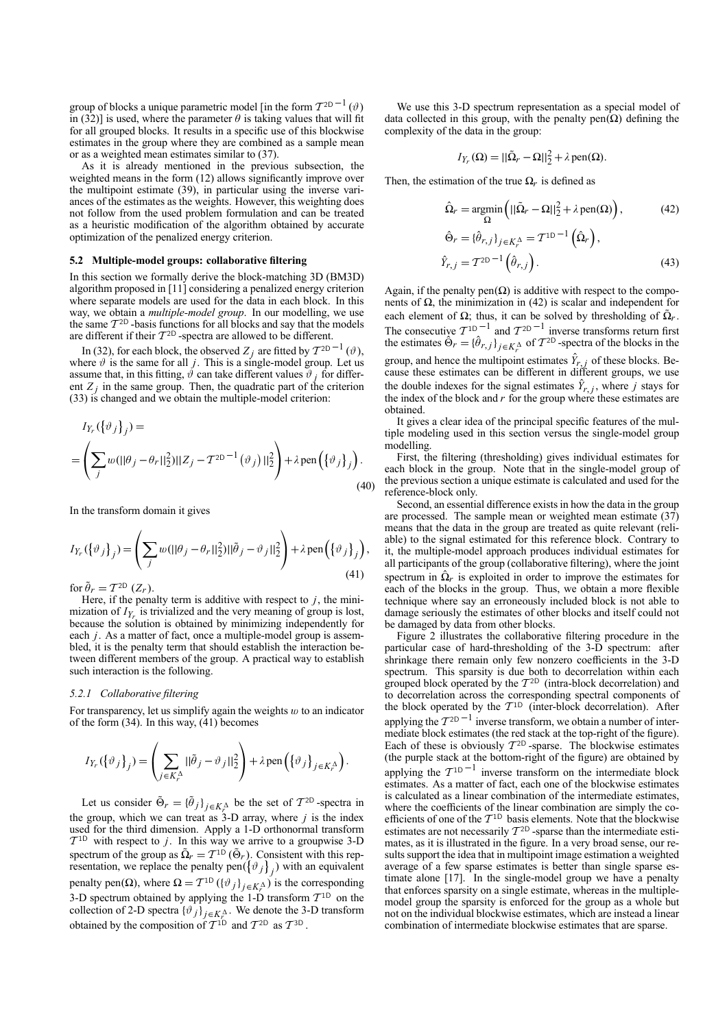group of blocks a unique parametric model [in the form $\mathcal{T}^{2D^{-1}}(\vartheta)$ in (32)] is used, where the parameter $\theta$ is taking values that will fit for all grouped blocks. It results in a specific use of this blockwise estimates in the group where they are combined as a sample mean or as a weighted mean estimates similar to (37).

As it is already mentioned in the previous subsection, the weighted means in the form (12) allows significantly improve over the multipoint estimate (39), in particular using the inverse variances of the estimates as the weights. However, this weighting does not follow from the used problem formulation and can be treated as a heuristic modification of the algorithm obtained by accurate optimization of the penalized energy criterion.

### 5.2 Multiple-model groups: collaborative filtering

In this section we formally derive the block-matching 3D (BM3D) algorithm proposed in [11] considering a penalized energy criterion where separate models are used for the data in each block. In this way, we obtain a *multiple-model group*. In our modelling, we use the same $\mathcal{T}^{2D}$-basis functions for all blocks and say that the models are different if their $\mathcal{T}^{2D}$-spectra are allowed to be different.

In (32), for each block, the observed $Z_j$ are fitted by $\mathcal{T}^{2D^{-1}}(\vartheta)$, where $\vartheta$ is the same for all $j$. This is a single-model group. Let us assume that, in this fitting, $\vartheta$ can take different values $\vartheta_j$ for different $Z_j$ in the same group. Then, the quadratic part of the criterion (33) is changed and we obtain the multiple-model criterion:

$$
\begin{aligned}
&I_{Y_r}(\{\vartheta_j\}_j) = \\
&= \left( \sum_j w(||\theta_j - \theta_r||_2^2) ||Z_j - \mathcal{T}^{2D^{-1}}(\vartheta_j)||_2^2 \right) + \lambda \,\mathrm{pen}\left(\{\vartheta_j\}_j\right).
\end{aligned} \tag{40}
$$

In the transform domain it gives

$$
I_{Y_r}(\{\vartheta_j\}_j) = \left( \sum_j w(||\theta_j - \theta_r||_2^2) ||\tilde{\theta}_j - \vartheta_j||_2^2 \right) + \lambda \,\mathrm{pen}\left(\{\vartheta_j\}_j\right), \tag{41}
$$

for $\tilde{\theta}_r = \mathcal{T}^{2D}(Z_r)$.

Here, if the penalty term is additive with respect to $j$, the minimization of $I_{Y_r}$ is trivialized and the very meaning of group is lost, because the solution is obtained by minimizing independently for each $j$. As a matter of fact, once a multiple-model group is assembled, it is the penalty term that should establish the interaction between different members of the group. A practical way to establish such interaction is the following.

#### 5.2.1 Collaborative filtering

For transparency, let us simplify again the weights $w$ to an indicator of the form (34). In this way, (41) becomes

$$
I_{Y_r}(\{\vartheta_j\}_j) = \left( \sum_{j \in K_r^\Delta} ||\tilde{\theta}_j - \vartheta_j||_2^2 \right) + \lambda \,\mathrm{pen}\left(\{\vartheta_j\}_{j \in K_r^\Delta}\right).
$$

Let us consider $\tilde{\Theta}_r = \{\tilde{\theta}_j\}_{j \in K_r^\Delta}$ be the set of $\mathcal{T}^{2D}$-spectra in the group, which we can treat as 3-D array, where $j$ is the index used for the third dimension. Apply a 1-D orthonormal transform $\mathcal{T}^{1D}$ with respect to $j$. In this way we arrive to a groupwise 3-D spectrum of the group as $\tilde{\Omega}_r = \mathcal{T}^{1D}(\tilde{\Theta}_r)$. Consistent with this representation, we replace the penalty $\mathrm{pen}(\{\vartheta_j\}_j)$ with an equivalent penalty $\mathrm{pen}(\Omega)$, where $\Omega = \mathcal{T}^{1D}(\{\vartheta_j\}_{j \in K_r^\Delta})$ is the corresponding 3-D spectrum obtained by applying the 1-D transform $\mathcal{T}^{1D}$ on the collection of 2-D spectra $\{\vartheta_j\}_{j \in K_r^\Delta}$. We denote the 3-D transform obtained by the composition of $\mathcal{T}^{1D}$ and $\mathcal{T}^{2D}$ as $\mathcal{T}^{3D}$.

We use this 3-D spectrum representation as a special model of data collected in this group, with the penalty $\mathrm{pen}(\Omega)$ defining the complexity of the data in the group:

$$
I_{Y_r}(\Omega) = ||\tilde{\Omega}_r - \Omega||_2^2 + \lambda \,\mathrm{pen}(\Omega).
$$

Then, the estimation of the true $\Omega_r$ is defined as

$$
\hat{\Omega}_r = \underset{\Omega}{\operatorname{argmin}} \left( ||\tilde{\Omega}_r - \Omega||_2^2 + \lambda \,\mathrm{pen}(\Omega) \right), \tag{42}
$$

$$
\hat{\Theta}_r = \{\hat{\theta}_{r,j}\}_{j \in K_r^\Delta} = \mathcal{T}^{1D^{-1}}\left(\hat{\Omega}_r\right),
$$

$$
\hat{Y}_{r,j} = \mathcal{T}^{2D^{-1}}\left(\hat{\theta}_{r,j}\right). \tag{43}
$$

Again, if the penalty $\mathrm{pen}(\Omega)$ is additive with respect to the components of $\Omega$, the minimization in (42) is scalar and independent for each element of $\Omega$; thus, it can be solved by thresholding of $\tilde{\Omega}_r$. The consecutive $\mathcal{T}^{1D^{-1}}$ and $\mathcal{T}^{2D^{-1}}$ inverse transforms return first the estimates $\hat{\Theta}_r = \{\hat{\theta}_{r,j}\}_{j \in K_r^\Delta}$ of $\mathcal{T}^{2D}$-spectra of the blocks in the group, and hence the multipoint estimates $\hat{Y}_{r,j}$ of these blocks. Because these estimates can be different in different groups, we use the double indexes for the signal estimates $\hat{Y}_{r,j}$, where $j$ stays for the index of the block and $r$ for the group where these estimates are obtained.

It gives a clear idea of the principal specific features of the multiple modeling used in this section versus the single-model group modelling.

First, the filtering (thresholding) gives individual estimates for each block in the group. Note that in the single-model group of the previous section a unique estimate is calculated and used for the reference-block only.

Second, an essential difference exists in how the data in the group are processed. The sample mean or weighted mean estimate (37) means that the data in the group are treated as quite relevant (reliable) to the signal estimated for this reference block. Contrary to it, the multiple-model approach produces individual estimates for all participants of the group (collaborative filtering), where the joint spectrum in $\hat{\Omega}_r$ is exploited in order to improve the estimates for each of the blocks in the group. Thus, we obtain a more flexible technique where say an erroneously included block is not able to damage seriously the estimates of other blocks and itself could not be damaged by data from other blocks.

Figure 2 illustrates the collaborative filtering procedure in the particular case of hard-thresholding of the 3-D spectrum: after shrinkage there remain only few nonzero coefficients in the 3-D spectrum. This sparsity is due both to decorrelation within each grouped block operated by the $\mathcal{T}^{2D}$ (intra-block decorrelation) and to decorrelation across the corresponding spectral components of the block operated by the $\mathcal{T}^{1D}$ (inter-block decorrelation). After applying the $\mathcal{T}^{2D^{-1}}$ inverse transform, we obtain a number of intermediate block estimates (the red stack at the top-right of the figure). Each of these is obviously $\mathcal{T}^{2D}$-sparse. The blockwise estimates (the purple stack at the bottom-right of the figure) are obtained by applying the $\mathcal{T}^{1D^{-1}}$ inverse transform on the intermediate block estimates. As a matter of fact, each one of the blockwise estimates is calculated as a linear combination of the intermediate estimates, where the coefficients of the linear combination are simply the coefficients of one of the $\mathcal{T}^{1D}$ basis elements. Note that the blockwise estimates are not necessarily $\mathcal{T}^{2D}$-sparse than the intermediate estimates, as it is illustrated in the figure. In a very broad sense, our results support the idea that in multipoint image estimation a weighted average of a few sparse estimates is better than single sparse estimate alone [17]. In the single-model group we have a penalty that enforces sparsity on a single estimate, whereas in the multiple-model group the sparsity is enforced for the group as a whole but not on the individual blockwise estimates, which are instead a linear combination of intermediate blockwise estimates that are sparse.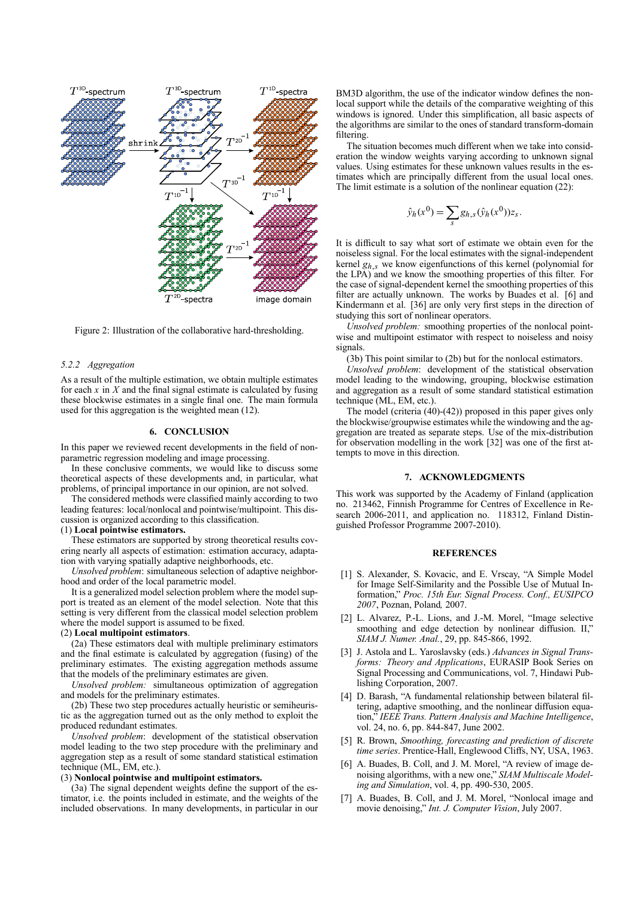Figure 2: Illustration of the collaborative hard-thresholding.

#### 5.2.2 Aggregation

As a result of the multiple estimation, we obtain multiple estimates for each $x$ in $X$ and the final signal estimate is calculated by fusing these blockwise estimates in a single final one. The main formula used for this aggregation is the weighted mean (12).

## 6. CONCLUSION

In this paper we reviewed recent developments in the field of nonparametric regression modeling and image processing.

In these conclusive comments, we would like to discuss some theoretical aspects of these developments and, in particular, what problems, of principal importance in our opinion, are not solved.

The considered methods were classified mainly according to two leading features: local/nonlocal and pointwise/multipoint. This discussion is organized according to this classification.

(1) **Local pointwise estimators.**

These estimators are supported by strong theoretical results covering nearly all aspects of estimation: estimation accuracy, adaptation with varying spatially adaptive neighborhoods, etc.

*Unsolved problem*: simultaneous selection of adaptive neighborhood and order of the local parametric model.

It is a generalized model selection problem where the model support is treated as an element of the model selection. Note that this setting is very different from the classical model selection problem where the model support is assumed to be fixed.

(2) **Local multipoint estimators**.

(2a) These estimators deal with multiple preliminary estimators and the final estimate is calculated by aggregation (fusing) of the preliminary estimates. The existing aggregation methods assume that the models of the preliminary estimates are given.

*Unsolved problem:* simultaneous optimization of aggregation and models for the preliminary estimates.

(2b) These two step procedures actually heuristic or semiheuristic as the aggregation turned out as the only method to exploit the produced redundant estimates.

*Unsolved problem*: development of the statistical observation model leading to the two step procedure with the preliminary and aggregation step as a result of some standard statistical estimation technique (ML, EM, etc.).

(3) **Nonlocal pointwise and multipoint estimators.**

(3a) The signal dependent weights define the support of the estimator, i.e. the points included in estimate, and the weights of the included observations. In many developments, in particular in our BM3D algorithm, the use of the indicator window defines the nonlocal support while the details of the comparative weighting of this windows is ignored. Under this simplification, all basic aspects of the algorithms are similar to the ones of standard transform-domain filtering.

The situation becomes much different when we take into consideration the window weights varying according to unknown signal values. Using estimates for these unknown values results in the estimates which are principally different from the usual local ones. The limit estimate is a solution of the nonlinear equation (22):

$$\hat{y}_h(x^0) = \sum_s g_{h,s}(\hat{y}_h(x^0)) z_s.$$

It is difficult to say what sort of estimate we obtain even for the noiseless signal. For the local estimates with the signal-independent kernel $g_{h,s}$ we know eigenfunctions of this kernel (polynomial for the LPA) and we know the smoothing properties of this filter. For the case of signal-dependent kernel the smoothing properties of this filter are actually unknown. The works by Buades et al. [6] and Kindermann et al. [36] are only very first steps in the direction of studying this sort of nonlinear operators.

*Unsolved problem:* smoothing properties of the nonlocal pointwise and multipoint estimator with respect to noiseless and noisy signals.

(3b) This point similar to (2b) but for the nonlocal estimators.

*Unsolved problem*: development of the statistical observation model leading to the windowing, grouping, blockwise estimation and aggregation as a result of some standard statistical estimation technique (ML, EM, etc.).

The model (criteria (40)-(42)) proposed in this paper gives only the blockwise/groupwise estimates while the windowing and the aggregation are treated as separate steps. Use of the mix-distribution for observation modelling in the work [32] was one of the first attempts to move in this direction.

## 7. ACKNOWLEDGMENTS

This work was supported by the Academy of Finland (application no. 213462, Finnish Programme for Centres of Excellence in Research 2006-2011, and application no. 118312, Finland Distinguished Professor Programme 2007-2010).

## REFERENCES

[1] S. Alexander, S. Kovacic, and E. Vrscay, "A Simple Model for Image Self-Similarity and the Possible Use of Mutual Information," *Proc. 15th Eur. Signal Process. Conf., EUSIPCO 2007*, Poznan, Poland*,* 2007.

[2] L. Alvarez, P.-L. Lions, and J.-M. Morel, "Image selective smoothing and edge detection by nonlinear diffusion. II," *SIAM J. Numer. Anal.*, 29, pp. 845-866, 1992.

[3] J. Astola and L. Yaroslavsky (eds.) *Advances in Signal Transforms: Theory and Applications*, EURASIP Book Series on Signal Processing and Communications, vol. 7, Hindawi Publishing Corporation, 2007.

[4] D. Barash, "A fundamental relationship between bilateral filtering, adaptive smoothing, and the nonlinear diffusion equation," *IEEE Trans. Pattern Analysis and Machine Intelligence*, vol. 24, no. 6, pp. 844-847, June 2002.

[5] R. Brown, *Smoothing, forecasting and prediction of discrete time series*. Prentice-Hall, Englewood Cliffs, NY, USA, 1963.

[6] A. Buades, B. Coll, and J. M. Morel, "A review of image denoising algorithms, with a new one," *SIAM Multiscale Modeling and Simulation*, vol. 4, pp. 490-530, 2005.

[7] A. Buades, B. Coll, and J. M. Morel, "Nonlocal image and movie denoising," *Int. J. Computer Vision*, July 2007.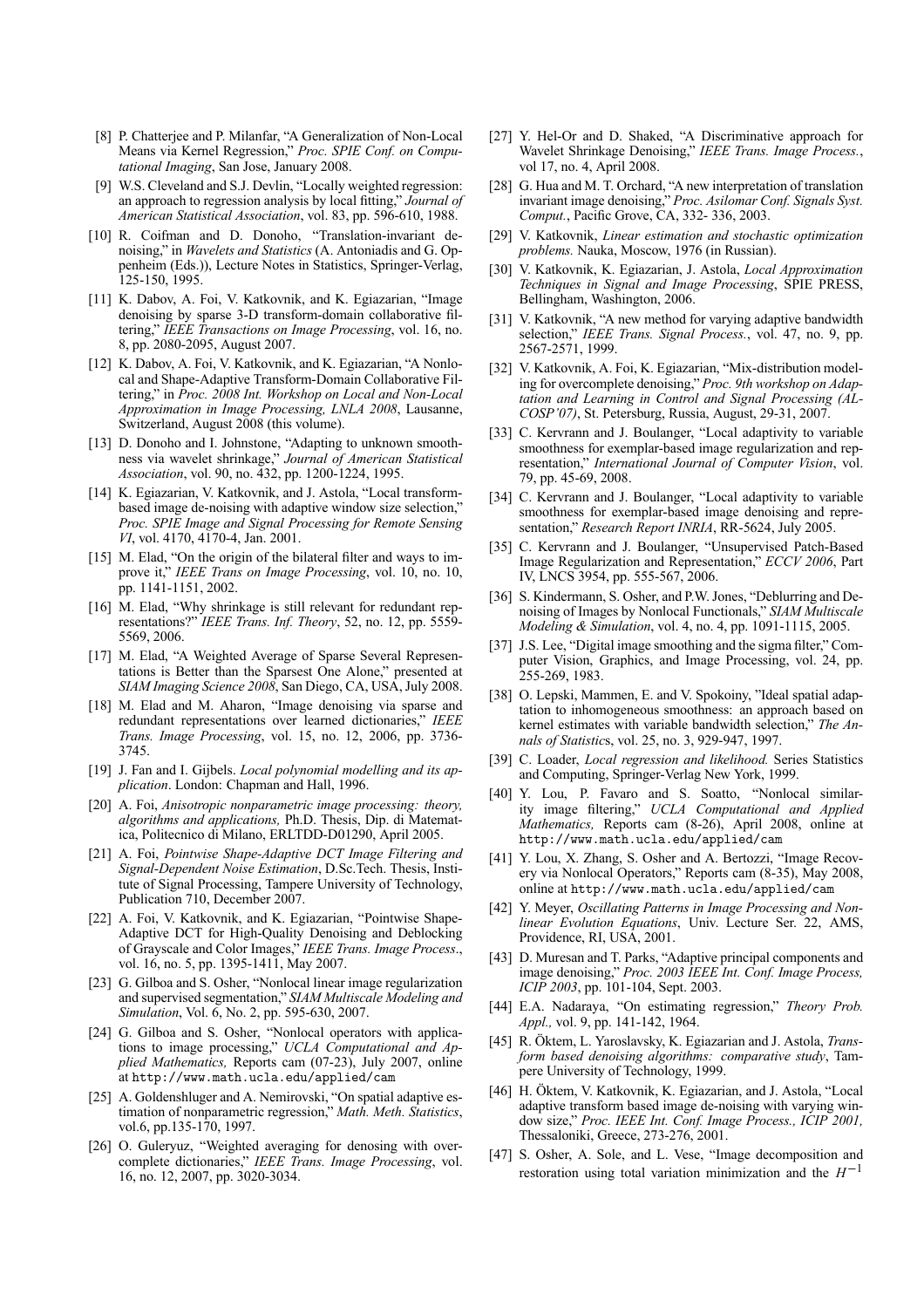[8] P. Chatterjee and P. Milanfar, "A Generalization of Non-Local Means via Kernel Regression," *Proc. SPIE Conf. on Computational Imaging*, San Jose, January 2008.

[9] W.S. Cleveland and S.J. Devlin, "Locally weighted regression: an approach to regression analysis by local fitting," *Journal of American Statistical Association*, vol. 83, pp. 596-610, 1988.

[10] R. Coifman and D. Donoho, "Translation-invariant denoising," in *Wavelets and Statistics* (A. Antoniadis and G. Oppenheim (Eds.)), Lecture Notes in Statistics, Springer-Verlag, 125-150, 1995.

[11] K. Dabov, A. Foi, V. Katkovnik, and K. Egiazarian, "Image denoising by sparse 3-D transform-domain collaborative filtering," *IEEE Transactions on Image Processing*, vol. 16, no. 8, pp. 2080-2095, August 2007.

[12] K. Dabov, A. Foi, V. Katkovnik, and K. Egiazarian, "A Nonlocal and Shape-Adaptive Transform-Domain Collaborative Filtering," in *Proc. 2008 Int. Workshop on Local and Non-Local Approximation in Image Processing, LNLA 2008*, Lausanne, Switzerland, August 2008 (this volume).

[13] D. Donoho and I. Johnstone, "Adapting to unknown smoothness via wavelet shrinkage," *Journal of American Statistical Association*, vol. 90, no. 432, pp. 1200-1224, 1995.

[14] K. Egiazarian, V. Katkovnik, and J. Astola, "Local transform-based image de-noising with adaptive window size selection," *Proc. SPIE Image and Signal Processing for Remote Sensing VI*, vol. 4170, 4170-4, Jan. 2001.

[15] M. Elad, "On the origin of the bilateral filter and ways to improve it," *IEEE Trans on Image Processing*, vol. 10, no. 10, pp. 1141-1151, 2002.

[16] M. Elad, "Why shrinkage is still relevant for redundant representations?" *IEEE Trans. Inf. Theory*, 52, no. 12, pp. 5559-5569, 2006.

[17] M. Elad, "A Weighted Average of Sparse Several Representations is Better than the Sparsest One Alone," presented at *SIAM Imaging Science 2008*, San Diego, CA, USA, July 2008.

[18] M. Elad and M. Aharon, "Image denoising via sparse and redundant representations over learned dictionaries," *IEEE Trans. Image Processing*, vol. 15, no. 12, 2006, pp. 3736-3745.

[19] J. Fan and I. Gijbels. *Local polynomial modelling and its application*. London: Chapman and Hall, 1996.

[20] A. Foi, *Anisotropic nonparametric image processing: theory, algorithms and applications,* Ph.D. Thesis, Dip. di Matematica, Politecnico di Milano, ERLTDD-D01290, April 2005.

[21] A. Foi, *Pointwise Shape-Adaptive DCT Image Filtering and Signal-Dependent Noise Estimation*, D.Sc.Tech. Thesis, Institute of Signal Processing, Tampere University of Technology, Publication 710, December 2007.

[22] A. Foi, V. Katkovnik, and K. Egiazarian, "Pointwise Shape-Adaptive DCT for High-Quality Denoising and Deblocking of Grayscale and Color Images," *IEEE Trans. Image Process.*, vol. 16, no. 5, pp. 1395-1411, May 2007.

[23] G. Gilboa and S. Osher, "Nonlocal linear image regularization and supervised segmentation," *SIAM Multiscale Modeling and Simulation*, Vol. 6, No. 2, pp. 595-630, 2007.

[24] G. Gilboa and S. Osher, "Nonlocal operators with applications to image processing," *UCLA Computational and Applied Mathematics,* Reports cam (07-23), July 2007, online at `http://www.math.ucla.edu/applied/cam`

[25] A. Goldenshluger and A. Nemirovski, "On spatial adaptive estimation of nonparametric regression," *Math. Meth. Statistics*, vol.6, pp.135-170, 1997.

[26] O. Guleryuz, "Weighted averaging for denosing with overcomplete dictionaries," *IEEE Trans. Image Processing*, vol. 16, no. 12, 2007, pp. 3020-3034.

[27] Y. Hel-Or and D. Shaked, "A Discriminative approach for Wavelet Shrinkage Denoising," *IEEE Trans. Image Process.*, vol 17, no. 4, April 2008.

[28] G. Hua and M. T. Orchard, "A new interpretation of translation invariant image denoising," *Proc. Asilomar Conf. Signals Syst. Comput.*, Pacific Grove, CA, 332- 336, 2003.

[29] V. Katkovnik, *Linear estimation and stochastic optimization problems.* Nauka, Moscow, 1976 (in Russian).

[30] V. Katkovnik, K. Egiazarian, J. Astola, *Local Approximation Techniques in Signal and Image Processing*, SPIE PRESS, Bellingham, Washington, 2006.

[31] V. Katkovnik, "A new method for varying adaptive bandwidth selection," *IEEE Trans. Signal Process.*, vol. 47, no. 9, pp. 2567-2571, 1999.

[32] V. Katkovnik, A. Foi, K. Egiazarian, "Mix-distribution modeling for overcomplete denoising," *Proc. 9th workshop on Adaptation and Learning in Control and Signal Processing (ALCOSP'07)*, St. Petersburg, Russia, August, 29-31, 2007.

[33] C. Kervrann and J. Boulanger, "Local adaptivity to variable smoothness for exemplar-based image regularization and representation," *International Journal of Computer Vision*, vol. 79, pp. 45-69, 2008.

[34] C. Kervrann and J. Boulanger, "Local adaptivity to variable smoothness for exemplar-based image denoising and representation," *Research Report INRIA*, RR-5624, July 2005.

[35] C. Kervrann and J. Boulanger, "Unsupervised Patch-Based Image Regularization and Representation," *ECCV 2006*, Part IV, LNCS 3954, pp. 555-567, 2006.

[36] S. Kindermann, S. Osher, and P.W. Jones, "Deblurring and Denoising of Images by Nonlocal Functionals," *SIAM Multiscale Modeling & Simulation*, vol. 4, no. 4, pp. 1091-1115, 2005.

[37] J.S. Lee, "Digital image smoothing and the sigma filter," Computer Vision, Graphics, and Image Processing, vol. 24, pp. 255-269, 1983.

[38] O. Lepski, Mammen, E. and V. Spokoiny, "Ideal spatial adaptation to inhomogeneous smoothness: an approach based on kernel estimates with variable bandwidth selection," *The Annals of Statistics*, vol. 25, no. 3, 929-947, 1997.

[39] C. Loader, *Local regression and likelihood.* Series Statistics and Computing, Springer-Verlag New York, 1999.

[40] Y. Lou, P. Favaro and S. Soatto, "Nonlocal similarity image filtering," *UCLA Computational and Applied Mathematics,* Reports cam (8-26), April 2008, online at `http://www.math.ucla.edu/applied/cam`

[41] Y. Lou, X. Zhang, S. Osher and A. Bertozzi, "Image Recovery via Nonlocal Operators," Reports cam (8-35), May 2008, online at `http://www.math.ucla.edu/applied/cam`

[42] Y. Meyer, *Oscillating Patterns in Image Processing and Nonlinear Evolution Equations*, Univ. Lecture Ser. 22, AMS, Providence, RI, USA, 2001.

[43] D. Muresan and T. Parks, "Adaptive principal components and image denoising," *Proc. 2003 IEEE Int. Conf. Image Process, ICIP 2003*, pp. 101-104, Sept. 2003.

[44] E.A. Nadaraya, "On estimating regression," *Theory Prob. Appl.,* vol. 9, pp. 141-142, 1964.

[45] R. Öktem, L. Yaroslavsky, K. Egiazarian and J. Astola, *Transform based denoising algorithms: comparative study*, Tampere University of Technology, 1999.

[46] H. Öktem, V. Katkovnik, K. Egiazarian, and J. Astola, "Local adaptive transform based image de-noising with varying window size," *Proc. IEEE Int. Conf. Image Process., ICIP 2001,* Thessaloniki, Greece, 273-276, 2001.

[47] S. Osher, A. Sole, and L. Vese, "Image decomposition and restoration using total variation minimization and the $H^{-1}$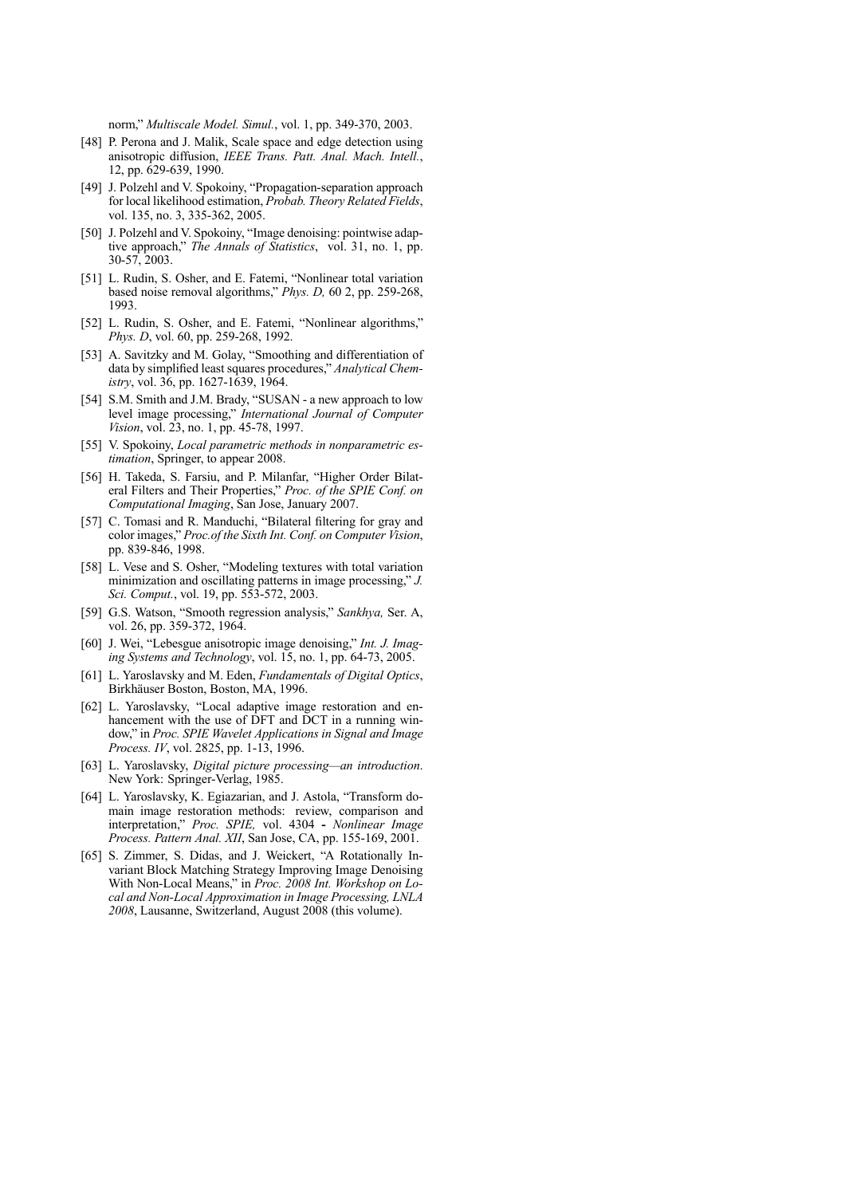norm," *Multiscale Model. Simul.*, vol. 1, pp. 349-370, 2003.

[48] P. Perona and J. Malik, Scale space and edge detection using anisotropic diffusion, *IEEE Trans. Patt. Anal. Mach. Intell.*, 12, pp. 629-639, 1990.

[49] J. Polzehl and V. Spokoiny, "Propagation-separation approach for local likelihood estimation, *Probab. Theory Related Fields*, vol. 135, no. 3, 335-362, 2005.

[50] J. Polzehl and V. Spokoiny, "Image denoising: pointwise adaptive approach," *The Annals of Statistics*, vol. 31, no. 1, pp. 30-57, 2003.

[51] L. Rudin, S. Osher, and E. Fatemi, "Nonlinear total variation based noise removal algorithms," *Phys. D,* 60 2, pp. 259-268, 1993.

[52] L. Rudin, S. Osher, and E. Fatemi, "Nonlinear algorithms," *Phys. D*, vol. 60, pp. 259-268, 1992.

[53] A. Savitzky and M. Golay, "Smoothing and differentiation of data by simplified least squares procedures," *Analytical Chemistry*, vol. 36, pp. 1627-1639, 1964.

[54] S.M. Smith and J.M. Brady, "SUSAN - a new approach to low level image processing," *International Journal of Computer Vision*, vol. 23, no. 1, pp. 45-78, 1997.

[55] V. Spokoiny, *Local parametric methods in nonparametric estimation*, Springer, to appear 2008.

[56] H. Takeda, S. Farsiu, and P. Milanfar, "Higher Order Bilateral Filters and Their Properties," *Proc. of the SPIE Conf. on Computational Imaging*, San Jose, January 2007.

[57] C. Tomasi and R. Manduchi, "Bilateral filtering for gray and color images," *Proc.of the Sixth Int. Conf. on Computer Vision*, pp. 839-846, 1998.

[58] L. Vese and S. Osher, "Modeling textures with total variation minimization and oscillating patterns in image processing," *J. Sci. Comput.*, vol. 19, pp. 553-572, 2003.

[59] G.S. Watson, "Smooth regression analysis," *Sankhya,* Ser. A, vol. 26, pp. 359-372, 1964.

[60] J. Wei, "Lebesgue anisotropic image denoising," *Int. J. Imaging Systems and Technology*, vol. 15, no. 1, pp. 64-73, 2005.

[61] L. Yaroslavsky and M. Eden, *Fundamentals of Digital Optics*, Birkhäuser Boston, Boston, MA, 1996.

[62] L. Yaroslavsky, "Local adaptive image restoration and enhancement with the use of DFT and DCT in a running window," in *Proc. SPIE Wavelet Applications in Signal and Image Process. IV*, vol. 2825, pp. 1-13, 1996.

[63] L. Yaroslavsky, *Digital picture processing—an introduction*. New York: Springer-Verlag, 1985.

[64] L. Yaroslavsky, K. Egiazarian, and J. Astola, "Transform domain image restoration methods: review, comparison and interpretation," *Proc. SPIE,* vol. 4304 - *Nonlinear Image Process. Pattern Anal. XII*, San Jose, CA, pp. 155-169, 2001.

[65] S. Zimmer, S. Didas, and J. Weickert, "A Rotationally Invariant Block Matching Strategy Improving Image Denoising With Non-Local Means," in *Proc. 2008 Int. Workshop on Local and Non-Local Approximation in Image Processing, LNLA 2008*, Lausanne, Switzerland, August 2008 (this volume).